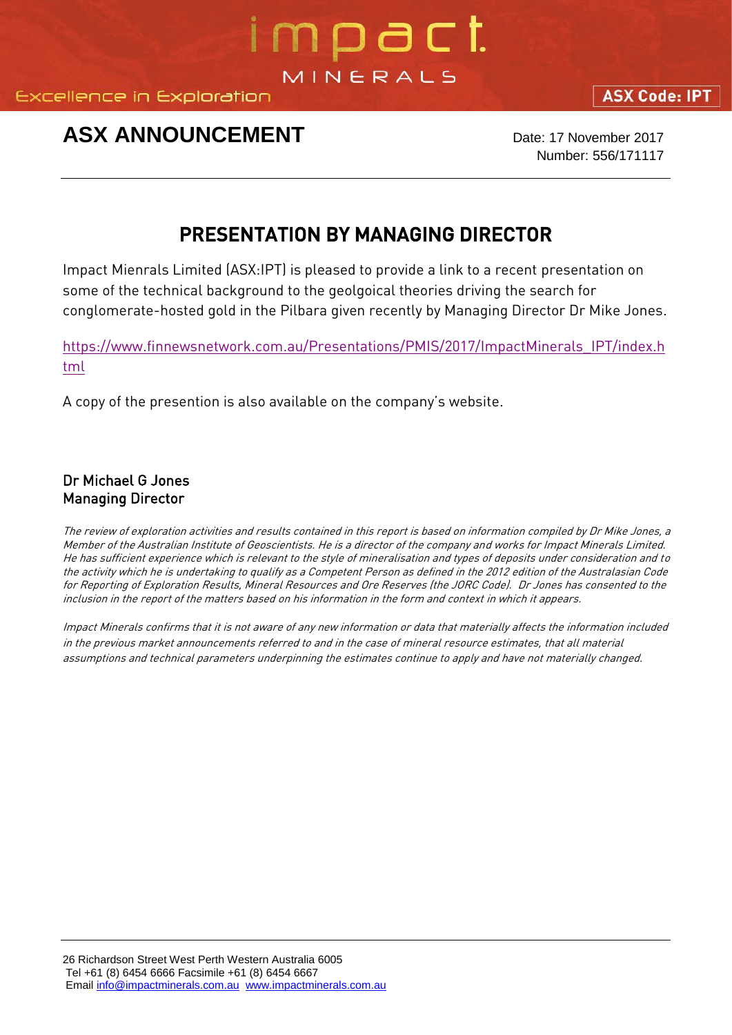impact MINERALS

Excellence in Exploration

ASX Code: IPT

# ASX ANNOUNCEMENT

Date: 17 November 2017
Number: 556/171117

## PRESENTATION BY MANAGING DIRECTOR

Impact Mienrals Limited (ASX:IPT) is pleased to provide a link to a recent presentation on some of the technical background to the geolgoical theories driving the search for conglomerate-hosted gold in the Pilbara given recently by Managing Director Dr Mike Jones.

https://www.finnewsnetwork.com.au/Presentations/PMIS/2017/ImpactMinerals_IPT/index.html

A copy of the presention is also available on the company's website.

**Dr Michael G Jones**
**Managing Director**

*The review of exploration activities and results contained in this report is based on information compiled by Dr Mike Jones, a Member of the Australian Institute of Geoscientists. He is a director of the company and works for Impact Minerals Limited. He has sufficient experience which is relevant to the style of mineralisation and types of deposits under consideration and to the activity which he is undertaking to qualify as a Competent Person as defined in the 2012 edition of the Australasian Code for Reporting of Exploration Results, Mineral Resources and Ore Reserves (the JORC Code). Dr Jones has consented to the inclusion in the report of the matters based on his information in the form and context in which it appears.*

*Impact Minerals confirms that it is not aware of any new information or data that materially affects the information included in the previous market announcements referred to and in the case of mineral resource estimates, that all material assumptions and technical parameters underpinning the estimates continue to apply and have not materially changed.*

26 Richardson Street West Perth Western Australia 6005
Tel +61 (8) 6454 6666 Facsimile +61 (8) 6454 6667
Email info@impactminerals.com.au www.impactminerals.com.au